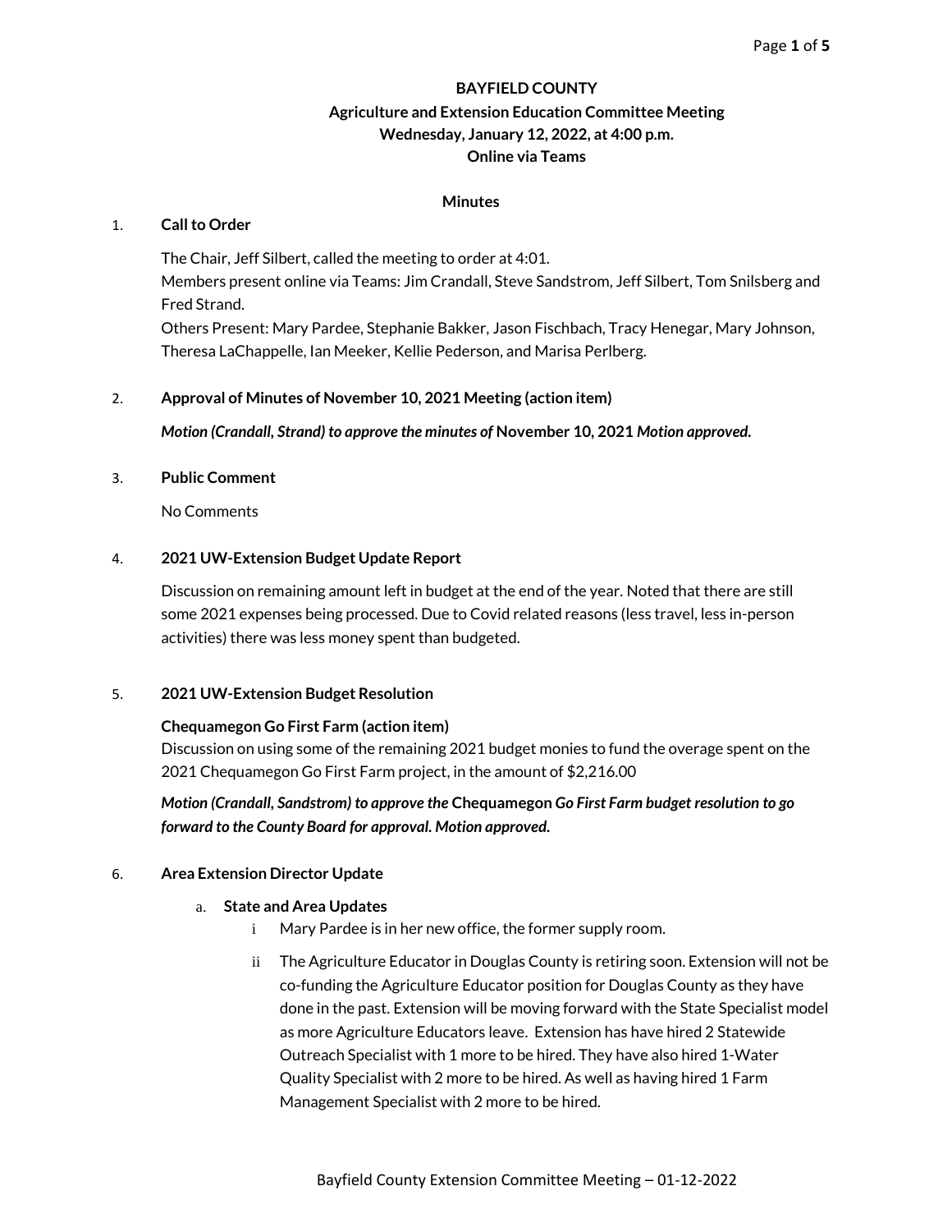**BAYFIELD COUNTY**

**Agriculture and Extension Education Committee Meeting**

**Wednesday, January 12, 2022, at 4:00 p.m.**

**Online via Teams**

**Minutes**

1. **Call to Order**

   The Chair, Jeff Silbert, called the meeting to order at 4:01.
   Members present online via Teams: Jim Crandall, Steve Sandstrom, Jeff Silbert, Tom Snilsberg and Fred Strand.
   Others Present: Mary Pardee, Stephanie Bakker, Jason Fischbach, Tracy Henegar, Mary Johnson, Theresa LaChappelle, Ian Meeker, Kellie Pederson, and Marisa Perlberg.

2. **Approval of Minutes of November 10, 2021 Meeting (action item)**

   ***Motion (Crandall, Strand) to approve the minutes of* November 10, 2021 *Motion approved.***

3. **Public Comment**

   No Comments

4. **2021 UW-Extension Budget Update Report**

   Discussion on remaining amount left in budget at the end of the year. Noted that there are still some 2021 expenses being processed. Due to Covid related reasons (less travel, less in-person activities) there was less money spent than budgeted.

5. **2021 UW-Extension Budget Resolution**

   **Chequamegon Go First Farm (action item)**
   Discussion on using some of the remaining 2021 budget monies to fund the overage spent on the 2021 Chequamegon Go First Farm project, in the amount of $2,216.00

   ***Motion (Crandall, Sandstrom) to approve the* Chequamegon *Go First Farm budget resolution to go forward to the County Board for approval. Motion approved.***

6. **Area Extension Director Update**

   a. **State and Area Updates**

      i. Mary Pardee is in her new office, the former supply room.

      ii. The Agriculture Educator in Douglas County is retiring soon. Extension will not be co-funding the Agriculture Educator position for Douglas County as they have done in the past. Extension will be moving forward with the State Specialist model as more Agriculture Educators leave. Extension has have hired 2 Statewide Outreach Specialist with 1 more to be hired. They have also hired 1-Water Quality Specialist with 2 more to be hired. As well as having hired 1 Farm Management Specialist with 2 more to be hired.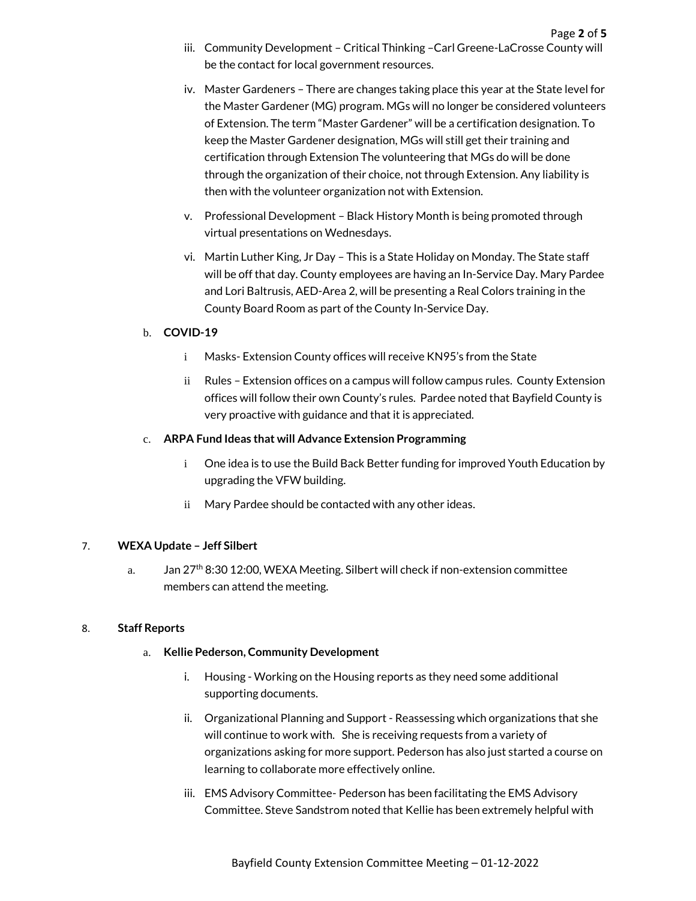iii. Community Development – Critical Thinking –Carl Greene-LaCrosse County will be the contact for local government resources.

iv. Master Gardeners – There are changes taking place this year at the State level for the Master Gardener (MG) program. MGs will no longer be considered volunteers of Extension. The term "Master Gardener" will be a certification designation. To keep the Master Gardener designation, MGs will still get their training and certification through Extension The volunteering that MGs do will be done through the organization of their choice, not through Extension. Any liability is then with the volunteer organization not with Extension.

v. Professional Development – Black History Month is being promoted through virtual presentations on Wednesdays.

vi. Martin Luther King, Jr Day – This is a State Holiday on Monday. The State staff will be off that day. County employees are having an In-Service Day. Mary Pardee and Lori Baltrusis, AED-Area 2, will be presenting a Real Colors training in the County Board Room as part of the County In-Service Day.

b. **COVID-19**

i Masks- Extension County offices will receive KN95's from the State

ii Rules – Extension offices on a campus will follow campus rules. County Extension offices will follow their own County's rules. Pardee noted that Bayfield County is very proactive with guidance and that it is appreciated.

c. **ARPA Fund Ideas that will Advance Extension Programming**

i One idea is to use the Build Back Better funding for improved Youth Education by upgrading the VFW building.

ii Mary Pardee should be contacted with any other ideas.

7. **WEXA Update – Jeff Silbert**

a. Jan 27th 8:30 12:00, WEXA Meeting. Silbert will check if non-extension committee members can attend the meeting.

8. **Staff Reports**

a. **Kellie Pederson, Community Development**

i. Housing - Working on the Housing reports as they need some additional supporting documents.

ii. Organizational Planning and Support - Reassessing which organizations that she will continue to work with. She is receiving requests from a variety of organizations asking for more support. Pederson has also just started a course on learning to collaborate more effectively online.

iii. EMS Advisory Committee- Pederson has been facilitating the EMS Advisory Committee. Steve Sandstrom noted that Kellie has been extremely helpful with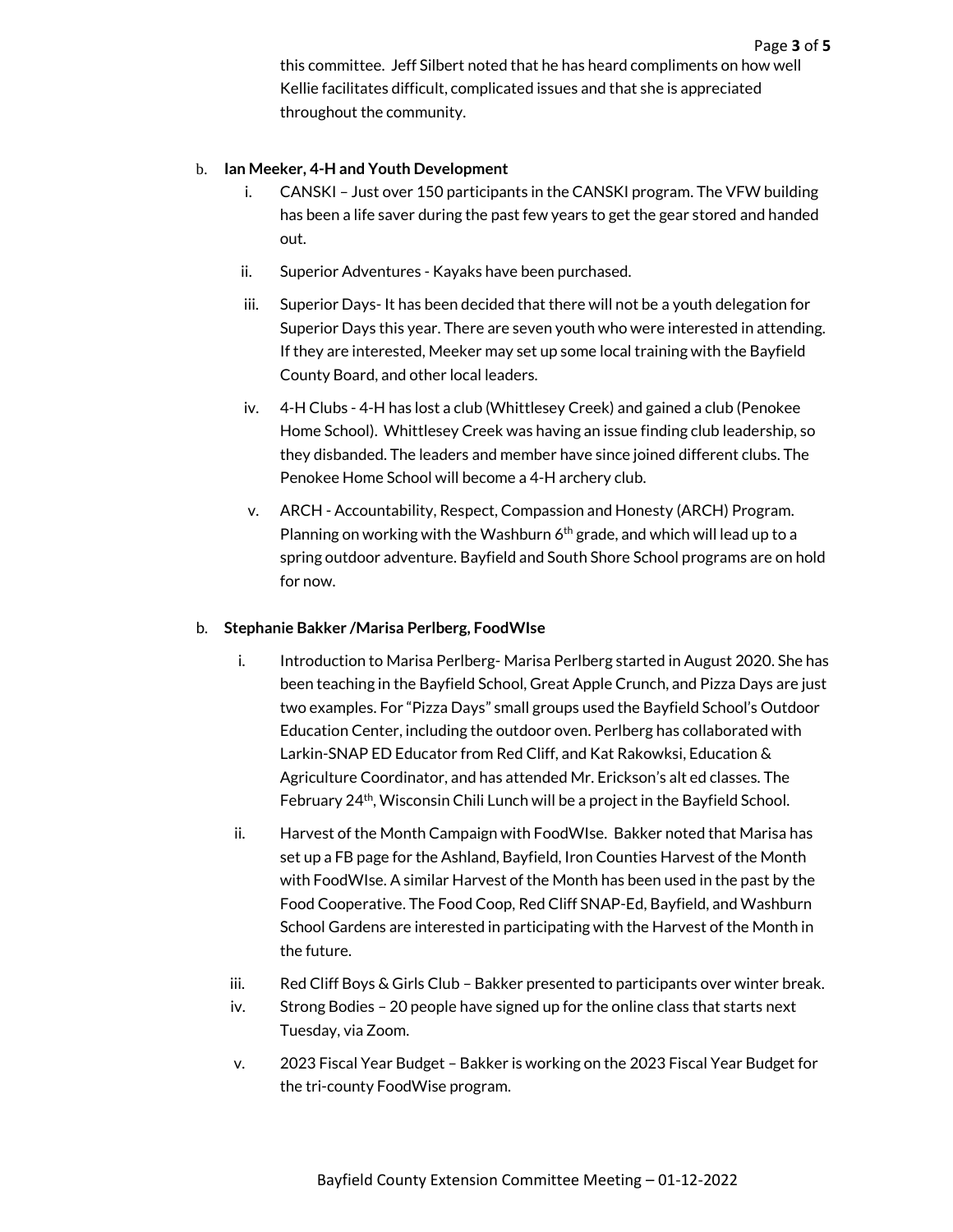this committee. Jeff Silbert noted that he has heard compliments on how well Kellie facilitates difficult, complicated issues and that she is appreciated throughout the community.

b. **Ian Meeker, 4-H and Youth Development**

   i. CANSKI – Just over 150 participants in the CANSKI program. The VFW building has been a life saver during the past few years to get the gear stored and handed out.

   ii. Superior Adventures - Kayaks have been purchased.

   iii. Superior Days- It has been decided that there will not be a youth delegation for Superior Days this year. There are seven youth who were interested in attending. If they are interested, Meeker may set up some local training with the Bayfield County Board, and other local leaders.

   iv. 4-H Clubs - 4-H has lost a club (Whittlesey Creek) and gained a club (Penokee Home School). Whittlesey Creek was having an issue finding club leadership, so they disbanded. The leaders and member have since joined different clubs. The Penokee Home School will become a 4-H archery club.

   v. ARCH - Accountability, Respect, Compassion and Honesty (ARCH) Program. Planning on working with the Washburn 6th grade, and which will lead up to a spring outdoor adventure. Bayfield and South Shore School programs are on hold for now.

b. **Stephanie Bakker /Marisa Perlberg, FoodWIse**

   i. Introduction to Marisa Perlberg- Marisa Perlberg started in August 2020. She has been teaching in the Bayfield School, Great Apple Crunch, and Pizza Days are just two examples. For "Pizza Days" small groups used the Bayfield School's Outdoor Education Center, including the outdoor oven. Perlberg has collaborated with Larkin-SNAP ED Educator from Red Cliff, and Kat Rakowksi, Education & Agriculture Coordinator, and has attended Mr. Erickson's alt ed classes. The February 24th, Wisconsin Chili Lunch will be a project in the Bayfield School.

   ii. Harvest of the Month Campaign with FoodWIse. Bakker noted that Marisa has set up a FB page for the Ashland, Bayfield, Iron Counties Harvest of the Month with FoodWIse. A similar Harvest of the Month has been used in the past by the Food Cooperative. The Food Coop, Red Cliff SNAP-Ed, Bayfield, and Washburn School Gardens are interested in participating with the Harvest of the Month in the future.

   iii. Red Cliff Boys & Girls Club – Bakker presented to participants over winter break.

   iv. Strong Bodies – 20 people have signed up for the online class that starts next Tuesday, via Zoom.

   v. 2023 Fiscal Year Budget – Bakker is working on the 2023 Fiscal Year Budget for the tri-county FoodWise program.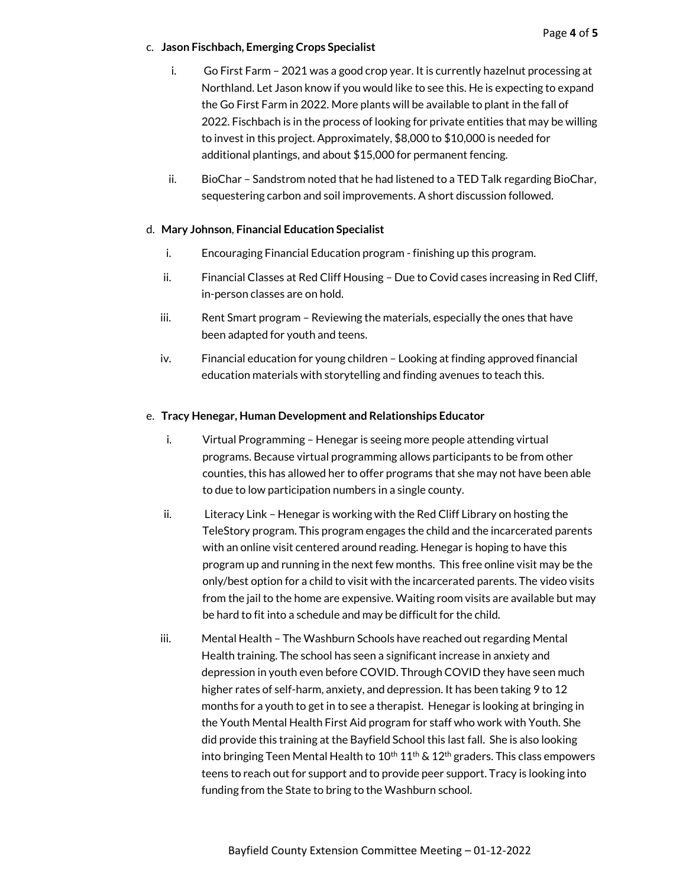c. **Jason Fischbach, Emerging Crops Specialist**

   i. Go First Farm – 2021 was a good crop year. It is currently hazelnut processing at Northland. Let Jason know if you would like to see this. He is expecting to expand the Go First Farm in 2022. More plants will be available to plant in the fall of 2022. Fischbach is in the process of looking for private entities that may be willing to invest in this project. Approximately, $8,000 to $10,000 is needed for additional plantings, and about $15,000 for permanent fencing.

   ii. BioChar – Sandstrom noted that he had listened to a TED Talk regarding BioChar, sequestering carbon and soil improvements. A short discussion followed.

d. **Mary Johnson**, **Financial Education Specialist**

   i. Encouraging Financial Education program - finishing up this program.

   ii. Financial Classes at Red Cliff Housing – Due to Covid cases increasing in Red Cliff, in-person classes are on hold.

   iii. Rent Smart program – Reviewing the materials, especially the ones that have been adapted for youth and teens.

   iv. Financial education for young children – Looking at finding approved financial education materials with storytelling and finding avenues to teach this.

e. **Tracy Henegar, Human Development and Relationships Educator**

   i. Virtual Programming – Henegar is seeing more people attending virtual programs. Because virtual programming allows participants to be from other counties, this has allowed her to offer programs that she may not have been able to due to low participation numbers in a single county.

   ii. Literacy Link – Henegar is working with the Red Cliff Library on hosting the TeleStory program. This program engages the child and the incarcerated parents with an online visit centered around reading. Henegar is hoping to have this program up and running in the next few months. This free online visit may be the only/best option for a child to visit with the incarcerated parents. The video visits from the jail to the home are expensive. Waiting room visits are available but may be hard to fit into a schedule and may be difficult for the child.

   iii. Mental Health – The Washburn Schools have reached out regarding Mental Health training. The school has seen a significant increase in anxiety and depression in youth even before COVID. Through COVID they have seen much higher rates of self-harm, anxiety, and depression. It has been taking 9 to 12 months for a youth to get in to see a therapist. Henegar is looking at bringing in the Youth Mental Health First Aid program for staff who work with Youth. She did provide this training at the Bayfield School this last fall. She is also looking into bringing Teen Mental Health to 10th 11th & 12th graders. This class empowers teens to reach out for support and to provide peer support. Tracy is looking into funding from the State to bring to the Washburn school.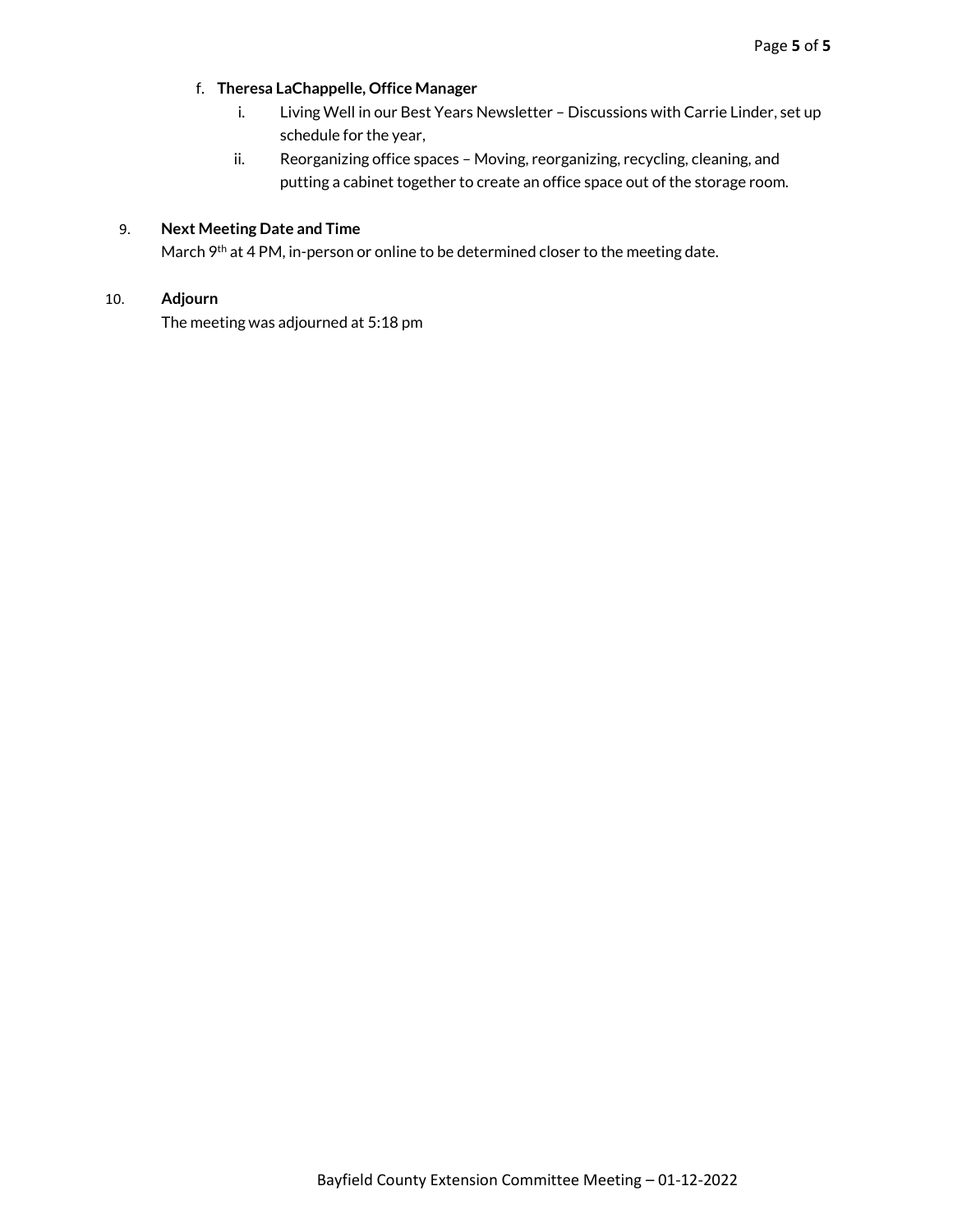f. **Theresa LaChappelle, Office Manager**

   i. Living Well in our Best Years Newsletter – Discussions with Carrie Linder, set up schedule for the year,

   ii. Reorganizing office spaces – Moving, reorganizing, recycling, cleaning, and putting a cabinet together to create an office space out of the storage room.

9. **Next Meeting Date and Time**

   March 9th at 4 PM, in-person or online to be determined closer to the meeting date.

10. **Adjourn**

    The meeting was adjourned at 5:18 pm